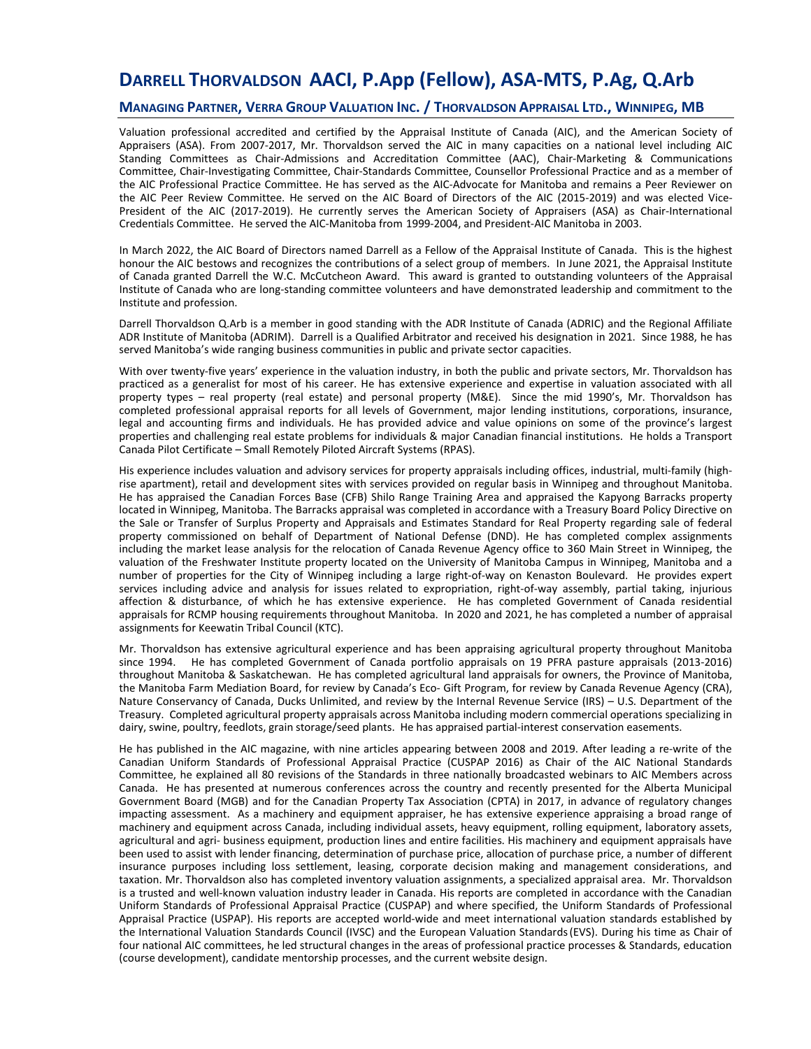# DARRELL THORVALDSON AACI, P.App (Fellow), ASA-MTS, P.Ag, Q.Arb

## MANAGING PARTNER, VERRA GROUP VALUATION INC. / THORVALDSON APPRAISAL LTD., WINNIPEG, MB

Valuation professional accredited and certified by the Appraisal Institute of Canada (AIC), and the American Society of Appraisers (ASA). From 2007-2017, Mr. Thorvaldson served the AIC in many capacities on a national level including AIC Standing Committees as Chair-Admissions and Accreditation Committee (AAC), Chair-Marketing & Communications Committee, Chair-Investigating Committee, Chair-Standards Committee, Counsellor Professional Practice and as a member of the AIC Professional Practice Committee. He has served as the AIC-Advocate for Manitoba and remains a Peer Reviewer on the AIC Peer Review Committee. He served on the AIC Board of Directors of the AIC (2015-2019) and was elected Vice-President of the AIC (2017-2019). He currently serves the American Society of Appraisers (ASA) as Chair-International Credentials Committee. He served the AIC-Manitoba from 1999-2004, and President-AIC Manitoba in 2003.

In March 2022, the AIC Board of Directors named Darrell as a Fellow of the Appraisal Institute of Canada. This is the highest honour the AIC bestows and recognizes the contributions of a select group of members. In June 2021, the Appraisal Institute of Canada granted Darrell the W.C. McCutcheon Award. This award is granted to outstanding volunteers of the Appraisal Institute of Canada who are long-standing committee volunteers and have demonstrated leadership and commitment to the Institute and profession.

Darrell Thorvaldson Q.Arb is a member in good standing with the ADR Institute of Canada (ADRIC) and the Regional Affiliate ADR Institute of Manitoba (ADRIM). Darrell is a Qualified Arbitrator and received his designation in 2021. Since 1988, he has served Manitoba's wide ranging business communities in public and private sector capacities.

With over twenty-five years' experience in the valuation industry, in both the public and private sectors, Mr. Thorvaldson has practiced as a generalist for most of his career. He has extensive experience and expertise in valuation associated with all property types – real property (real estate) and personal property (M&E). Since the mid 1990's, Mr. Thorvaldson has completed professional appraisal reports for all levels of Government, major lending institutions, corporations, insurance, legal and accounting firms and individuals. He has provided advice and value opinions on some of the province's largest properties and challenging real estate problems for individuals & major Canadian financial institutions. He holds a Transport Canada Pilot Certificate – Small Remotely Piloted Aircraft Systems (RPAS).

His experience includes valuation and advisory services for property appraisals including offices, industrial, multi-family (high-rise apartment), retail and development sites with services provided on regular basis in Winnipeg and throughout Manitoba. He has appraised the Canadian Forces Base (CFB) Shilo Range Training Area and appraised the Kapyong Barracks property located in Winnipeg, Manitoba. The Barracks appraisal was completed in accordance with a Treasury Board Policy Directive on the Sale or Transfer of Surplus Property and Appraisals and Estimates Standard for Real Property regarding sale of federal property commissioned on behalf of Department of National Defense (DND). He has completed complex assignments including the market lease analysis for the relocation of Canada Revenue Agency office to 360 Main Street in Winnipeg, the valuation of the Freshwater Institute property located on the University of Manitoba Campus in Winnipeg, Manitoba and a number of properties for the City of Winnipeg including a large right-of-way on Kenaston Boulevard. He provides expert services including advice and analysis for issues related to expropriation, right-of-way assembly, partial taking, injurious affection & disturbance, of which he has extensive experience. He has completed Government of Canada residential appraisals for RCMP housing requirements throughout Manitoba. In 2020 and 2021, he has completed a number of appraisal assignments for Keewatin Tribal Council (KTC).

Mr. Thorvaldson has extensive agricultural experience and has been appraising agricultural property throughout Manitoba since 1994. He has completed Government of Canada portfolio appraisals on 19 PFRA pasture appraisals (2013-2016) throughout Manitoba & Saskatchewan. He has completed agricultural land appraisals for owners, the Province of Manitoba, the Manitoba Farm Mediation Board, for review by Canada's Eco- Gift Program, for review by Canada Revenue Agency (CRA), Nature Conservancy of Canada, Ducks Unlimited, and review by the Internal Revenue Service (IRS) – U.S. Department of the Treasury. Completed agricultural property appraisals across Manitoba including modern commercial operations specializing in dairy, swine, poultry, feedlots, grain storage/seed plants. He has appraised partial-interest conservation easements.

He has published in the AIC magazine, with nine articles appearing between 2008 and 2019. After leading a re-write of the Canadian Uniform Standards of Professional Appraisal Practice (CUSPAP 2016) as Chair of the AIC National Standards Committee, he explained all 80 revisions of the Standards in three nationally broadcasted webinars to AIC Members across Canada. He has presented at numerous conferences across the country and recently presented for the Alberta Municipal Government Board (MGB) and for the Canadian Property Tax Association (CPTA) in 2017, in advance of regulatory changes impacting assessment. As a machinery and equipment appraiser, he has extensive experience appraising a broad range of machinery and equipment across Canada, including individual assets, heavy equipment, rolling equipment, laboratory assets, agricultural and agri- business equipment, production lines and entire facilities. His machinery and equipment appraisals have been used to assist with lender financing, determination of purchase price, allocation of purchase price, a number of different insurance purposes including loss settlement, leasing, corporate decision making and management considerations, and taxation. Mr. Thorvaldson also has completed inventory valuation assignments, a specialized appraisal area. Mr. Thorvaldson is a trusted and well-known valuation industry leader in Canada. His reports are completed in accordance with the Canadian Uniform Standards of Professional Appraisal Practice (CUSPAP) and where specified, the Uniform Standards of Professional Appraisal Practice (USPAP). His reports are accepted world-wide and meet international valuation standards established by the International Valuation Standards Council (IVSC) and the European Valuation Standards (EVS). During his time as Chair of four national AIC committees, he led structural changes in the areas of professional practice processes & Standards, education (course development), candidate mentorship processes, and the current website design.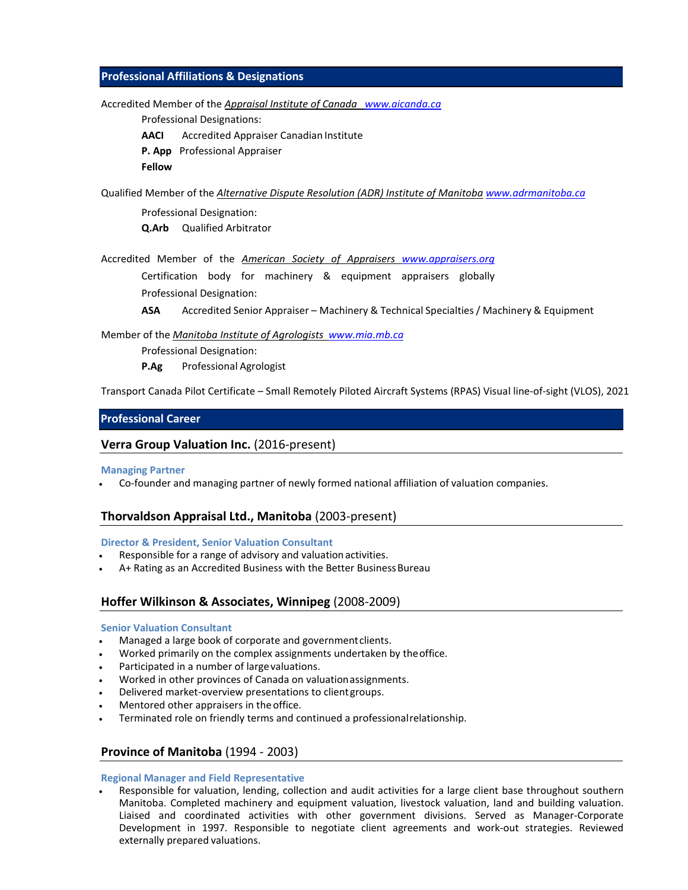## Professional Affiliations & Designations

Accredited Member of the *Appraisal Institute of Canada* *www.aicanda.ca*

Professional Designations:

**AACI** Accredited Appraiser Canadian Institute

**P. App** Professional Appraiser

**Fellow**

Qualified Member of the *Alternative Dispute Resolution (ADR) Institute of Manitoba* *www.adrmanitoba.ca*

Professional Designation:

**Q.Arb** Qualified Arbitrator

Accredited Member of the *American Society of Appraisers* *www.appraisers.org*

Certification body for machinery & equipment appraisers globally

Professional Designation:

**ASA** Accredited Senior Appraiser – Machinery & Technical Specialties / Machinery & Equipment

Member of the *Manitoba Institute of Agrologists* *www.mia.mb.ca*

Professional Designation:

**P.Ag** Professional Agrologist

Transport Canada Pilot Certificate – Small Remotely Piloted Aircraft Systems (RPAS) Visual line-of-sight (VLOS), 2021

## Professional Career

### **Verra Group Valuation Inc.** (2016-present)

**Managing Partner**

- Co-founder and managing partner of newly formed national affiliation of valuation companies.

### **Thorvaldson Appraisal Ltd., Manitoba** (2003-present)

**Director & President, Senior Valuation Consultant**

- Responsible for a range of advisory and valuation activities.
- A+ Rating as an Accredited Business with the Better Business Bureau

### **Hoffer Wilkinson & Associates, Winnipeg** (2008-2009)

**Senior Valuation Consultant**

- Managed a large book of corporate and government clients.
- Worked primarily on the complex assignments undertaken by the office.
- Participated in a number of large valuations.
- Worked in other provinces of Canada on valuation assignments.
- Delivered market-overview presentations to client groups.
- Mentored other appraisers in the office.
- Terminated role on friendly terms and continued a professional relationship.

### **Province of Manitoba** (1994 - 2003)

**Regional Manager and Field Representative**

- Responsible for valuation, lending, collection and audit activities for a large client base throughout southern Manitoba. Completed machinery and equipment valuation, livestock valuation, land and building valuation. Liaised and coordinated activities with other government divisions. Served as Manager-Corporate Development in 1997. Responsible to negotiate client agreements and work-out strategies. Reviewed externally prepared valuations.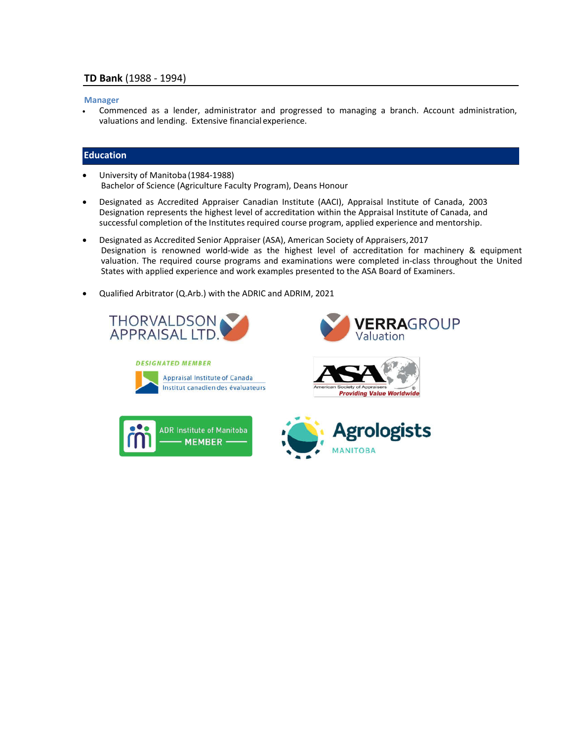**TD Bank** (1988 - 1994)

**Manager**

- Commenced as a lender, administrator and progressed to managing a branch. Account administration, valuations and lending. Extensive financial experience.

## Education

- University of Manitoba (1984-1988)
  Bachelor of Science (Agriculture Faculty Program), Deans Honour

- Designated as Accredited Appraiser Canadian Institute (AACI), Appraisal Institute of Canada, 2003
  Designation represents the highest level of accreditation within the Appraisal Institute of Canada, and successful completion of the Institutes required course program, applied experience and mentorship.

- Designated as Accredited Senior Appraiser (ASA), American Society of Appraisers, 2017
  Designation is renowned world-wide as the highest level of accreditation for machinery & equipment valuation. The required course programs and examinations were completed in-class throughout the United States with applied experience and work examples presented to the ASA Board of Examiners.

- Qualified Arbitrator (Q.Arb.) with the ADRIC and ADRIM, 2021

THORVALDSON APPRAISAL LTD.

VERRAGROUP Valuation

DESIGNATED MEMBER
Appraisal Institute of Canada
Institut canadien des évaluateurs

ASA American Society of Appraisers
Providing Value Worldwide

ADR Institute of Manitoba MEMBER

Agrologists MANITOBA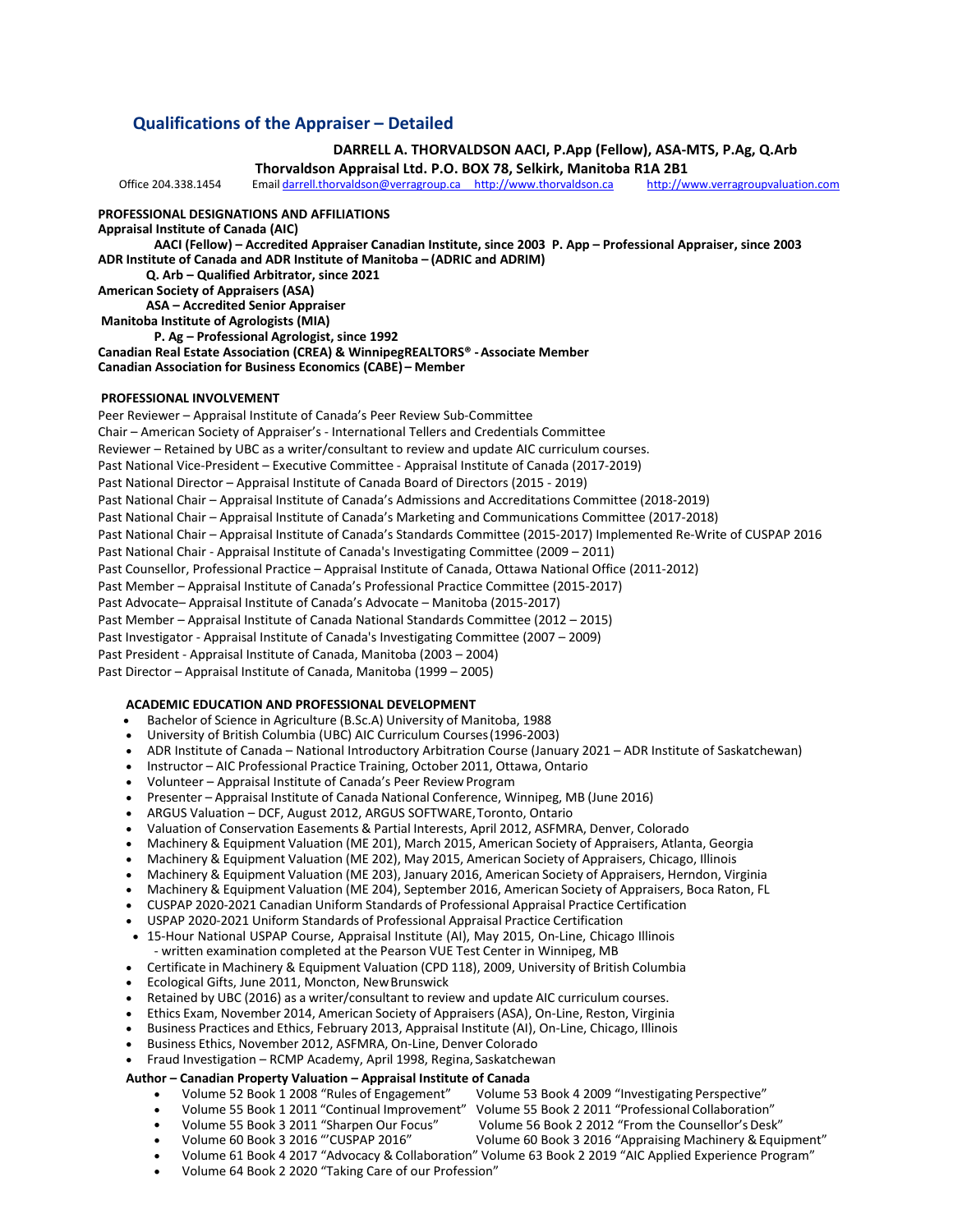## Qualifications of the Appraiser – Detailed

**DARRELL A. THORVALDSON AACI, P.App (Fellow), ASA-MTS, P.Ag, Q.Arb**

**Thorvaldson Appraisal Ltd. P.O. BOX 78, Selkirk, Manitoba R1A 2B1**

Office 204.338.1454 Email darrell.thorvaldson@verragroup.ca http://www.thorvaldson.ca http://www.verragroupvaluation.com

**PROFESSIONAL DESIGNATIONS AND AFFILIATIONS**

**Appraisal Institute of Canada (AIC)**

**AACI (Fellow) – Accredited Appraiser Canadian Institute, since 2003 P. App – Professional Appraiser, since 2003**

**ADR Institute of Canada and ADR Institute of Manitoba – (ADRIC and ADRIM)**

**Q. Arb – Qualified Arbitrator, since 2021**

**American Society of Appraisers (ASA)**

**ASA – Accredited Senior Appraiser**

**Manitoba Institute of Agrologists (MIA)**

**P. Ag – Professional Agrologist, since 1992**

**Canadian Real Estate Association (CREA) & WinnipegREALTORS® - Associate Member**

**Canadian Association for Business Economics (CABE) – Member**

**PROFESSIONAL INVOLVEMENT**

Peer Reviewer – Appraisal Institute of Canada's Peer Review Sub-Committee
Chair – American Society of Appraiser's - International Tellers and Credentials Committee
Reviewer – Retained by UBC as a writer/consultant to review and update AIC curriculum courses.
Past National Vice-President – Executive Committee - Appraisal Institute of Canada (2017-2019)
Past National Director – Appraisal Institute of Canada Board of Directors (2015 - 2019)
Past National Chair – Appraisal Institute of Canada's Admissions and Accreditations Committee (2018-2019)
Past National Chair – Appraisal Institute of Canada's Marketing and Communications Committee (2017-2018)
Past National Chair – Appraisal Institute of Canada's Standards Committee (2015-2017) Implemented Re-Write of CUSPAP 2016
Past National Chair - Appraisal Institute of Canada's Investigating Committee (2009 – 2011)
Past Counsellor, Professional Practice – Appraisal Institute of Canada, Ottawa National Office (2011-2012)
Past Member – Appraisal Institute of Canada's Professional Practice Committee (2015-2017)
Past Advocate– Appraisal Institute of Canada's Advocate – Manitoba (2015-2017)
Past Member – Appraisal Institute of Canada National Standards Committee (2012 – 2015)
Past Investigator - Appraisal Institute of Canada's Investigating Committee (2007 – 2009)
Past President - Appraisal Institute of Canada, Manitoba (2003 – 2004)
Past Director – Appraisal Institute of Canada, Manitoba (1999 – 2005)

**ACADEMIC EDUCATION AND PROFESSIONAL DEVELOPMENT**

- Bachelor of Science in Agriculture (B.Sc.A) University of Manitoba, 1988
- University of British Columbia (UBC) AIC Curriculum Courses (1996-2003)
- ADR Institute of Canada – National Introductory Arbitration Course (January 2021 – ADR Institute of Saskatchewan)
- Instructor – AIC Professional Practice Training, October 2011, Ottawa, Ontario
- Volunteer – Appraisal Institute of Canada's Peer Review Program
- Presenter – Appraisal Institute of Canada National Conference, Winnipeg, MB (June 2016)
- ARGUS Valuation – DCF, August 2012, ARGUS SOFTWARE, Toronto, Ontario
- Valuation of Conservation Easements & Partial Interests, April 2012, ASFMRA, Denver, Colorado
- Machinery & Equipment Valuation (ME 201), March 2015, American Society of Appraisers, Atlanta, Georgia
- Machinery & Equipment Valuation (ME 202), May 2015, American Society of Appraisers, Chicago, Illinois
- Machinery & Equipment Valuation (ME 203), January 2016, American Society of Appraisers, Herndon, Virginia
- Machinery & Equipment Valuation (ME 204), September 2016, American Society of Appraisers, Boca Raton, FL
- CUSPAP 2020-2021 Canadian Uniform Standards of Professional Appraisal Practice Certification
- USPAP 2020-2021 Uniform Standards of Professional Appraisal Practice Certification
- 15-Hour National USPAP Course, Appraisal Institute (AI), May 2015, On-Line, Chicago Illinois
  - written examination completed at the Pearson VUE Test Center in Winnipeg, MB
- Certificate in Machinery & Equipment Valuation (CPD 118), 2009, University of British Columbia
- Ecological Gifts, June 2011, Moncton, New Brunswick
- Retained by UBC (2016) as a writer/consultant to review and update AIC curriculum courses.
- Ethics Exam, November 2014, American Society of Appraisers (ASA), On-Line, Reston, Virginia
- Business Practices and Ethics, February 2013, Appraisal Institute (AI), On-Line, Chicago, Illinois
- Business Ethics, November 2012, ASFMRA, On-Line, Denver Colorado
- Fraud Investigation – RCMP Academy, April 1998, Regina, Saskatchewan

**Author – Canadian Property Valuation – Appraisal Institute of Canada**

- Volume 52 Book 1 2008 "Rules of Engagement"
- Volume 53 Book 4 2009 "Investigating Perspective"
- Volume 55 Book 1 2011 "Continual Improvement"
- Volume 55 Book 2 2011 "Professional Collaboration"
- Volume 55 Book 3 2011 "Sharpen Our Focus"
- Volume 56 Book 2 2012 "From the Counsellor's Desk"
- Volume 60 Book 3 2016 "'CUSPAP 2016"
- Volume 60 Book 3 2016 "Appraising Machinery & Equipment"
- Volume 61 Book 4 2017 "Advocacy & Collaboration"
- Volume 63 Book 2 2019 "AIC Applied Experience Program"
- Volume 64 Book 2 2020 "Taking Care of our Profession"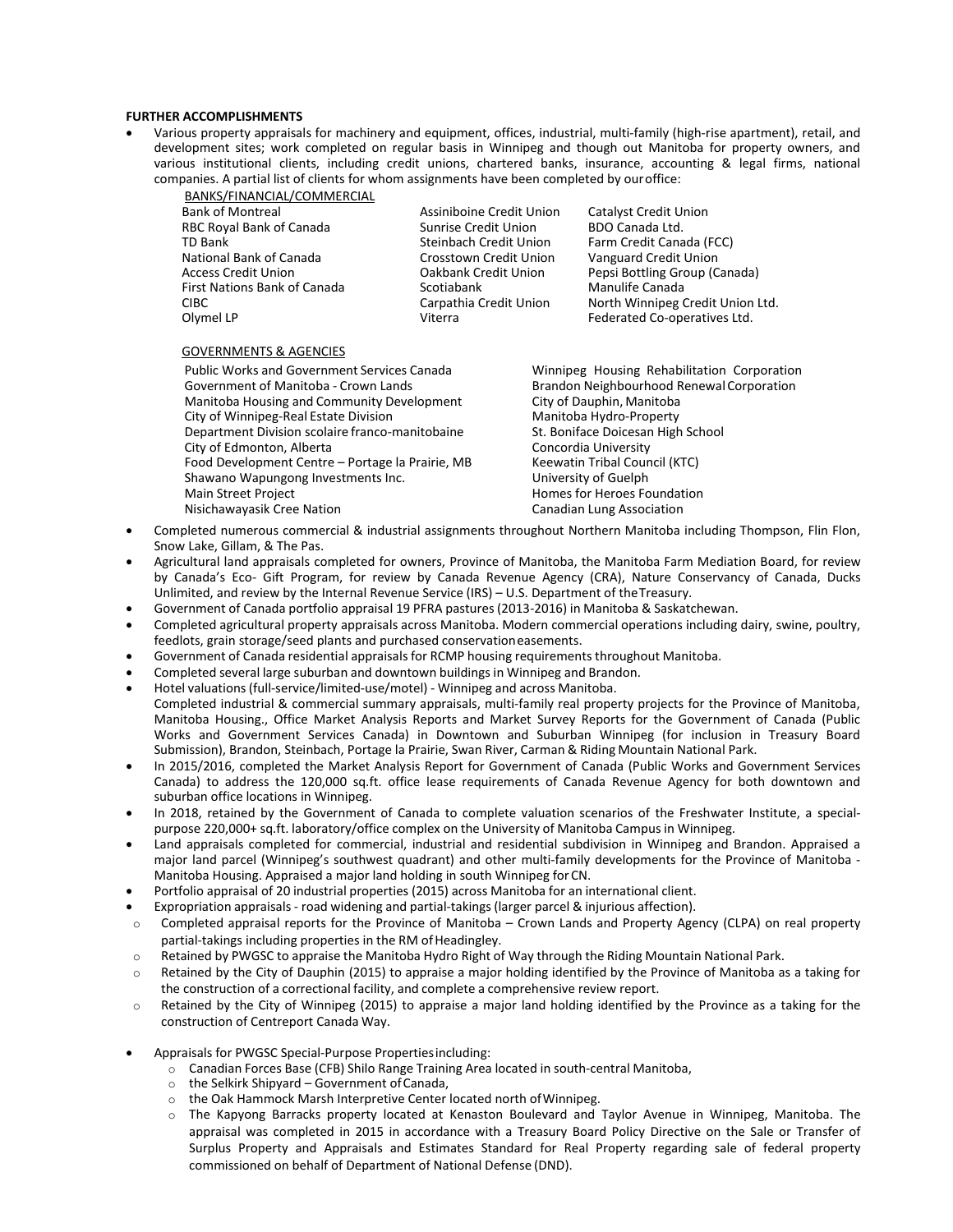**FURTHER ACCOMPLISHMENTS**

- Various property appraisals for machinery and equipment, offices, industrial, multi-family (high-rise apartment), retail, and development sites; work completed on regular basis in Winnipeg and though out Manitoba for property owners, and various institutional clients, including credit unions, chartered banks, insurance, accounting & legal firms, national companies. A partial list of clients for whom assignments have been completed by our office:

  BANKS/FINANCIAL/COMMERCIAL

  | | | |
  |---|---|---|
  | Bank of Montreal | Assiniboine Credit Union | Catalyst Credit Union |
  | RBC Royal Bank of Canada | Sunrise Credit Union | BDO Canada Ltd. |
  | TD Bank | Steinbach Credit Union | Farm Credit Canada (FCC) |
  | National Bank of Canada | Crosstown Credit Union | Vanguard Credit Union |
  | Access Credit Union | Oakbank Credit Union | Pepsi Bottling Group (Canada) |
  | First Nations Bank of Canada | Scotiabank | Manulife Canada |
  | CIBC | Carpathia Credit Union | North Winnipeg Credit Union Ltd. |
  | Olymel LP | Viterra | Federated Co-operatives Ltd. |

  GOVERNMENTS & AGENCIES

  | | |
  |---|---|
  | Public Works and Government Services Canada | Winnipeg Housing Rehabilitation Corporation |
  | Government of Manitoba - Crown Lands | Brandon Neighbourhood Renewal Corporation |
  | Manitoba Housing and Community Development | City of Dauphin, Manitoba |
  | City of Winnipeg-Real Estate Division | Manitoba Hydro-Property |
  | Department Division scolaire franco-manitobaine | St. Boniface Doicesan High School |
  | City of Edmonton, Alberta | Concordia University |
  | Food Development Centre – Portage la Prairie, MB | Keewatin Tribal Council (KTC) |
  | Shawano Wapungong Investments Inc. | University of Guelph |
  | Main Street Project | Homes for Heroes Foundation |
  | Nisichawayasik Cree Nation | Canadian Lung Association |

- Completed numerous commercial & industrial assignments throughout Northern Manitoba including Thompson, Flin Flon, Snow Lake, Gillam, & The Pas.
- Agricultural land appraisals completed for owners, Province of Manitoba, the Manitoba Farm Mediation Board, for review by Canada's Eco- Gift Program, for review by Canada Revenue Agency (CRA), Nature Conservancy of Canada, Ducks Unlimited, and review by the Internal Revenue Service (IRS) – U.S. Department of the Treasury.
- Government of Canada portfolio appraisal 19 PFRA pastures (2013-2016) in Manitoba & Saskatchewan.
- Completed agricultural property appraisals across Manitoba. Modern commercial operations including dairy, swine, poultry, feedlots, grain storage/seed plants and purchased conservation easements.
- Government of Canada residential appraisals for RCMP housing requirements throughout Manitoba.
- Completed several large suburban and downtown buildings in Winnipeg and Brandon.
- Hotel valuations (full-service/limited-use/motel) - Winnipeg and across Manitoba.
  Completed industrial & commercial summary appraisals, multi-family real property projects for the Province of Manitoba, Manitoba Housing., Office Market Analysis Reports and Market Survey Reports for the Government of Canada (Public Works and Government Services Canada) in Downtown and Suburban Winnipeg (for inclusion in Treasury Board Submission), Brandon, Steinbach, Portage la Prairie, Swan River, Carman & Riding Mountain National Park.
- In 2015/2016, completed the Market Analysis Report for Government of Canada (Public Works and Government Services Canada) to address the 120,000 sq.ft. office lease requirements of Canada Revenue Agency for both downtown and suburban office locations in Winnipeg.
- In 2018, retained by the Government of Canada to complete valuation scenarios of the Freshwater Institute, a special-purpose 220,000+ sq.ft. laboratory/office complex on the University of Manitoba Campus in Winnipeg.
- Land appraisals completed for commercial, industrial and residential subdivision in Winnipeg and Brandon. Appraised a major land parcel (Winnipeg's southwest quadrant) and other multi-family developments for the Province of Manitoba - Manitoba Housing. Appraised a major land holding in south Winnipeg for CN.
- Portfolio appraisal of 20 industrial properties (2015) across Manitoba for an international client.
- Expropriation appraisals - road widening and partial-takings (larger parcel & injurious affection).
  - Completed appraisal reports for the Province of Manitoba – Crown Lands and Property Agency (CLPA) on real property partial-takings including properties in the RM of Headingley.
  - Retained by PWGSC to appraise the Manitoba Hydro Right of Way through the Riding Mountain National Park.
  - Retained by the City of Dauphin (2015) to appraise a major holding identified by the Province of Manitoba as a taking for the construction of a correctional facility, and complete a comprehensive review report.
  - Retained by the City of Winnipeg (2015) to appraise a major land holding identified by the Province as a taking for the construction of Centreport Canada Way.

- Appraisals for PWGSC Special-Purpose Properties including:
  - Canadian Forces Base (CFB) Shilo Range Training Area located in south-central Manitoba,
  - the Selkirk Shipyard – Government of Canada,
  - the Oak Hammock Marsh Interpretive Center located north of Winnipeg.
  - The Kapyong Barracks property located at Kenaston Boulevard and Taylor Avenue in Winnipeg, Manitoba. The appraisal was completed in 2015 in accordance with a Treasury Board Policy Directive on the Sale or Transfer of Surplus Property and Appraisals and Estimates Standard for Real Property regarding sale of federal property commissioned on behalf of Department of National Defense (DND).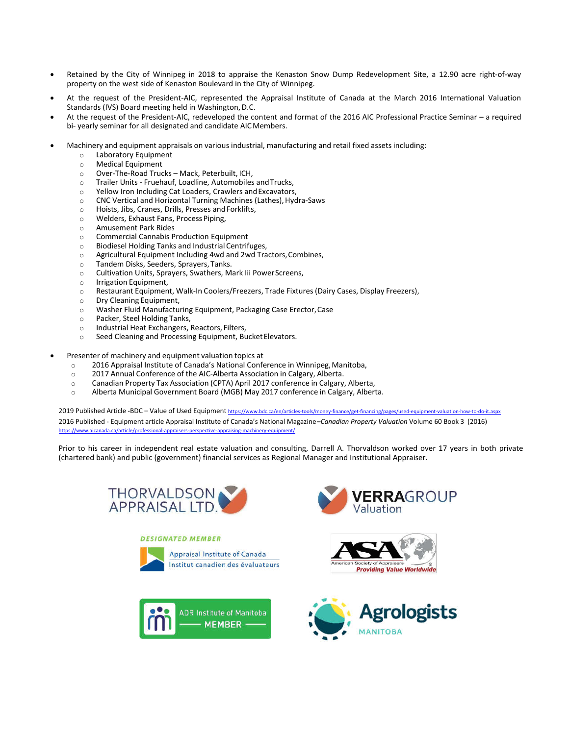- Retained by the City of Winnipeg in 2018 to appraise the Kenaston Snow Dump Redevelopment Site, a 12.90 acre right-of-way property on the west side of Kenaston Boulevard in the City of Winnipeg.
- At the request of the President-AIC, represented the Appraisal Institute of Canada at the March 2016 International Valuation Standards (IVS) Board meeting held in Washington, D.C.
- At the request of the President-AIC, redeveloped the content and format of the 2016 AIC Professional Practice Seminar – a required bi- yearly seminar for all designated and candidate AIC Members.
- Machinery and equipment appraisals on various industrial, manufacturing and retail fixed assets including:
  - Laboratory Equipment
  - Medical Equipment
  - Over-The-Road Trucks – Mack, Peterbuilt, ICH,
  - Trailer Units - Fruehauf, Loadline, Automobiles and Trucks,
  - Yellow Iron Including Cat Loaders, Crawlers and Excavators,
  - CNC Vertical and Horizontal Turning Machines (Lathes), Hydra-Saws
  - Hoists, Jibs, Cranes, Drills, Presses and Forklifts,
  - Welders, Exhaust Fans, Process Piping,
  - Amusement Park Rides
  - Commercial Cannabis Production Equipment
  - Biodiesel Holding Tanks and Industrial Centrifuges,
  - Agricultural Equipment Including 4wd and 2wd Tractors, Combines,
  - Tandem Disks, Seeders, Sprayers, Tanks.
  - Cultivation Units, Sprayers, Swathers, Mark Iii Power Screens,
  - Irrigation Equipment,
  - Restaurant Equipment, Walk-In Coolers/Freezers, Trade Fixtures (Dairy Cases, Display Freezers),
  - Dry Cleaning Equipment,
  - Washer Fluid Manufacturing Equipment, Packaging Case Erector, Case
  - Packer, Steel Holding Tanks,
  - Industrial Heat Exchangers, Reactors, Filters,
  - Seed Cleaning and Processing Equipment, Bucket Elevators.
- Presenter of machinery and equipment valuation topics at
  - 2016 Appraisal Institute of Canada's National Conference in Winnipeg, Manitoba,
  - 2017 Annual Conference of the AIC-Alberta Association in Calgary, Alberta.
  - Canadian Property Tax Association (CPTA) April 2017 conference in Calgary, Alberta,
  - Alberta Municipal Government Board (MGB) May 2017 conference in Calgary, Alberta.

2019 Published Article -BDC – Value of Used Equipment https://www.bdc.ca/en/articles-tools/money-finance/get-financing/pages/used-equipment-valuation-how-to-do-it.aspx

2016 Published - Equipment article Appraisal Institute of Canada's National Magazine–*Canadian Property Valuation* Volume 60 Book 3 (2016) https://www.aicanada.ca/article/professional-appraisers-perspective-appraising-machinery-equipment/

Prior to his career in independent real estate valuation and consulting, Darrell A. Thorvaldson worked over 17 years in both private (chartered bank) and public (government) financial services as Regional Manager and Institutional Appraiser.

THORVALDSON APPRAISAL LTD.

VERRAGROUP Valuation

DESIGNATED MEMBER
Appraisal Institute of Canada
Institut canadien des évaluateurs

ASA American Society of Appraisers
Providing Value Worldwide

ADR Institute of Manitoba
MEMBER

Agrologists
MANITOBA